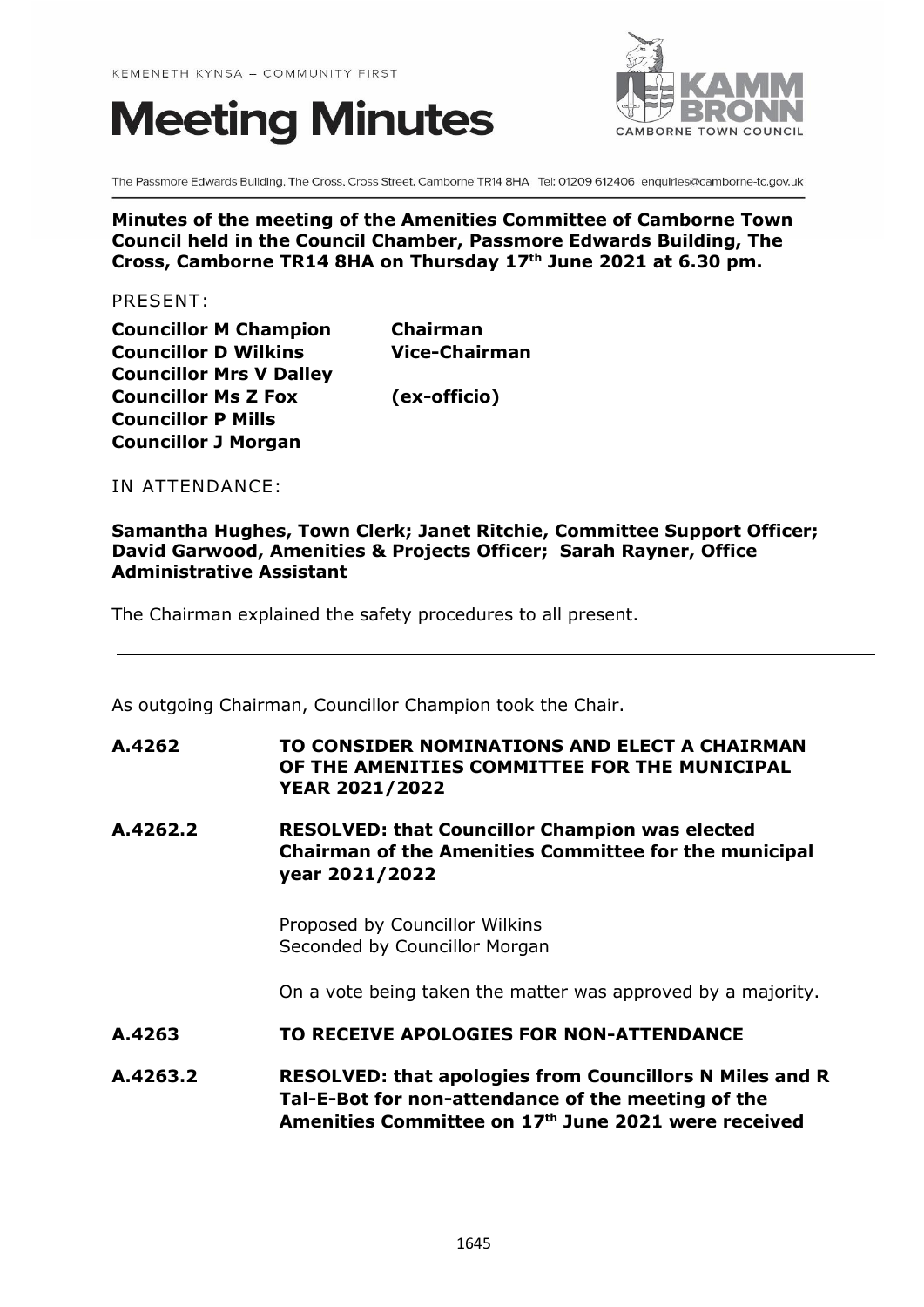KEMENETH KYNSA – COMMUNITY FIRST

# Meeting Minutes

KAMM BRONN
CAMBORNE TOWN COUNCIL

The Passmore Edwards Building, The Cross, Cross Street, Camborne TR14 8HA Tel: 01209 612406 enquiries@camborne-tc.gov.uk

**Minutes of the meeting of the Amenities Committee of Camborne Town Council held in the Council Chamber, Passmore Edwards Building, The Cross, Camborne TR14 8HA on Thursday 17th June 2021 at 6.30 pm.**

PRESENT:

| | |
|---|---|
| **Councillor M Champion** | **Chairman** |
| **Councillor D Wilkins** | **Vice-Chairman** |
| **Councillor Mrs V Dalley** | |
| **Councillor Ms Z Fox** | **(ex-officio)** |
| **Councillor P Mills** | |
| **Councillor J Morgan** | |

IN ATTENDANCE:

**Samantha Hughes, Town Clerk; Janet Ritchie, Committee Support Officer; David Garwood, Amenities & Projects Officer; Sarah Rayner, Office Administrative Assistant**

The Chairman explained the safety procedures to all present.

---

As outgoing Chairman, Councillor Champion took the Chair.

**A.4262 TO CONSIDER NOMINATIONS AND ELECT A CHAIRMAN OF THE AMENITIES COMMITTEE FOR THE MUNICIPAL YEAR 2021/2022**

**A.4262.2 RESOLVED: that Councillor Champion was elected Chairman of the Amenities Committee for the municipal year 2021/2022**

Proposed by Councillor Wilkins
Seconded by Councillor Morgan

On a vote being taken the matter was approved by a majority.

**A.4263 TO RECEIVE APOLOGIES FOR NON-ATTENDANCE**

**A.4263.2 RESOLVED: that apologies from Councillors N Miles and R Tal-E-Bot for non-attendance of the meeting of the Amenities Committee on 17th June 2021 were received**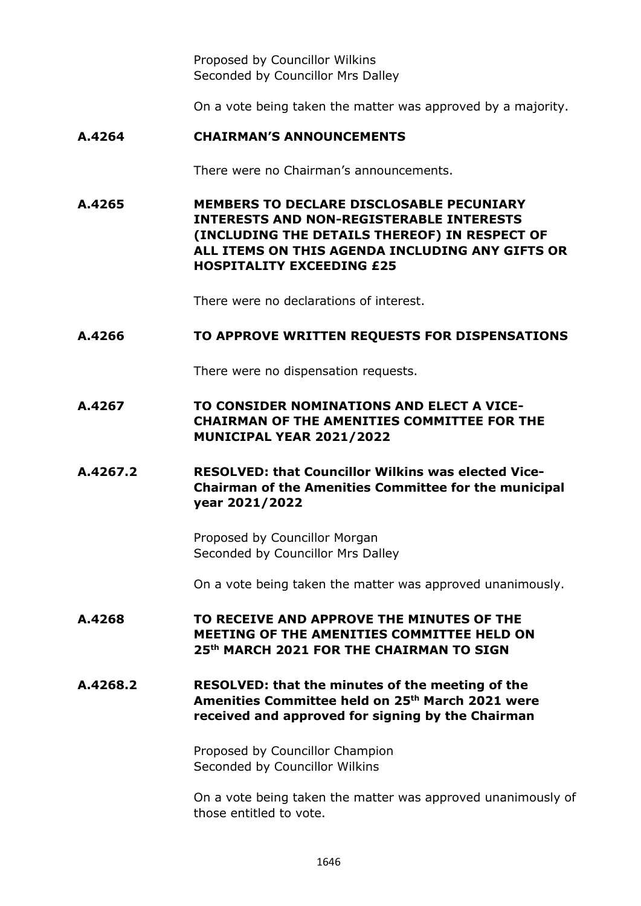Proposed by Councillor Wilkins
Seconded by Councillor Mrs Dalley

On a vote being taken the matter was approved by a majority.

**A.4264 CHAIRMAN'S ANNOUNCEMENTS**

There were no Chairman's announcements.

**A.4265 MEMBERS TO DECLARE DISCLOSABLE PECUNIARY INTERESTS AND NON-REGISTERABLE INTERESTS (INCLUDING THE DETAILS THEREOF) IN RESPECT OF ALL ITEMS ON THIS AGENDA INCLUDING ANY GIFTS OR HOSPITALITY EXCEEDING £25**

There were no declarations of interest.

**A.4266 TO APPROVE WRITTEN REQUESTS FOR DISPENSATIONS**

There were no dispensation requests.

**A.4267 TO CONSIDER NOMINATIONS AND ELECT A VICE-CHAIRMAN OF THE AMENITIES COMMITTEE FOR THE MUNICIPAL YEAR 2021/2022**

**A.4267.2 RESOLVED: that Councillor Wilkins was elected Vice-Chairman of the Amenities Committee for the municipal year 2021/2022**

Proposed by Councillor Morgan
Seconded by Councillor Mrs Dalley

On a vote being taken the matter was approved unanimously.

**A.4268 TO RECEIVE AND APPROVE THE MINUTES OF THE MEETING OF THE AMENITIES COMMITTEE HELD ON 25th MARCH 2021 FOR THE CHAIRMAN TO SIGN**

**A.4268.2 RESOLVED: that the minutes of the meeting of the Amenities Committee held on 25th March 2021 were received and approved for signing by the Chairman**

Proposed by Councillor Champion
Seconded by Councillor Wilkins

On a vote being taken the matter was approved unanimously of those entitled to vote.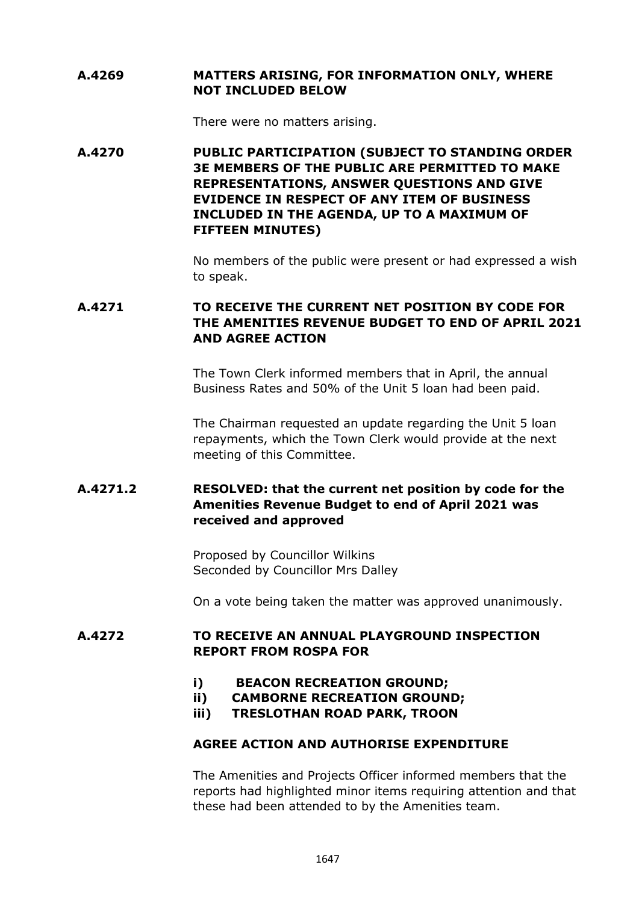**A.4269 MATTERS ARISING, FOR INFORMATION ONLY, WHERE NOT INCLUDED BELOW**

There were no matters arising.

**A.4270 PUBLIC PARTICIPATION (SUBJECT TO STANDING ORDER 3E MEMBERS OF THE PUBLIC ARE PERMITTED TO MAKE REPRESENTATIONS, ANSWER QUESTIONS AND GIVE EVIDENCE IN RESPECT OF ANY ITEM OF BUSINESS INCLUDED IN THE AGENDA, UP TO A MAXIMUM OF FIFTEEN MINUTES)**

No members of the public were present or had expressed a wish to speak.

**A.4271 TO RECEIVE THE CURRENT NET POSITION BY CODE FOR THE AMENITIES REVENUE BUDGET TO END OF APRIL 2021 AND AGREE ACTION**

The Town Clerk informed members that in April, the annual Business Rates and 50% of the Unit 5 loan had been paid.

The Chairman requested an update regarding the Unit 5 loan repayments, which the Town Clerk would provide at the next meeting of this Committee.

**A.4271.2 RESOLVED: that the current net position by code for the Amenities Revenue Budget to end of April 2021 was received and approved**

Proposed by Councillor Wilkins
Seconded by Councillor Mrs Dalley

On a vote being taken the matter was approved unanimously.

**A.4272 TO RECEIVE AN ANNUAL PLAYGROUND INSPECTION REPORT FROM ROSPA FOR**

**i) BEACON RECREATION GROUND;**
**ii) CAMBORNE RECREATION GROUND;**
**iii) TRESLOTHAN ROAD PARK, TROON**

**AGREE ACTION AND AUTHORISE EXPENDITURE**

The Amenities and Projects Officer informed members that the reports had highlighted minor items requiring attention and that these had been attended to by the Amenities team.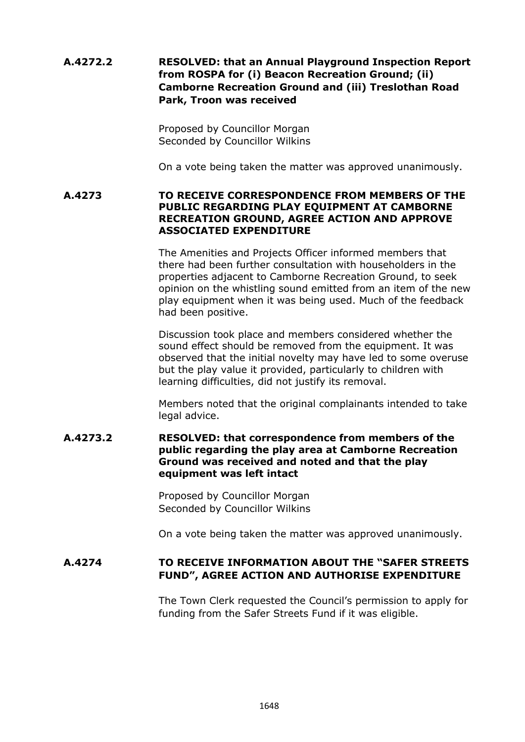**A.4272.2 RESOLVED: that an Annual Playground Inspection Report from ROSPA for (i) Beacon Recreation Ground; (ii) Camborne Recreation Ground and (iii) Treslothan Road Park, Troon was received**

Proposed by Councillor Morgan
Seconded by Councillor Wilkins

On a vote being taken the matter was approved unanimously.

**A.4273 TO RECEIVE CORRESPONDENCE FROM MEMBERS OF THE PUBLIC REGARDING PLAY EQUIPMENT AT CAMBORNE RECREATION GROUND, AGREE ACTION AND APPROVE ASSOCIATED EXPENDITURE**

The Amenities and Projects Officer informed members that there had been further consultation with householders in the properties adjacent to Camborne Recreation Ground, to seek opinion on the whistling sound emitted from an item of the new play equipment when it was being used. Much of the feedback had been positive.

Discussion took place and members considered whether the sound effect should be removed from the equipment. It was observed that the initial novelty may have led to some overuse but the play value it provided, particularly to children with learning difficulties, did not justify its removal.

Members noted that the original complainants intended to take legal advice.

**A.4273.2 RESOLVED: that correspondence from members of the public regarding the play area at Camborne Recreation Ground was received and noted and that the play equipment was left intact**

Proposed by Councillor Morgan
Seconded by Councillor Wilkins

On a vote being taken the matter was approved unanimously.

**A.4274 TO RECEIVE INFORMATION ABOUT THE "SAFER STREETS FUND", AGREE ACTION AND AUTHORISE EXPENDITURE**

The Town Clerk requested the Council's permission to apply for funding from the Safer Streets Fund if it was eligible.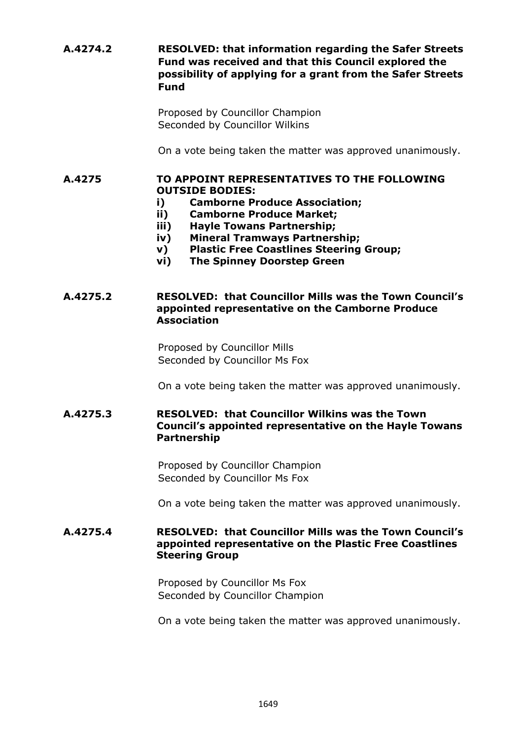**A.4274.2 RESOLVED: that information regarding the Safer Streets Fund was received and that this Council explored the possibility of applying for a grant from the Safer Streets Fund**

Proposed by Councillor Champion
Seconded by Councillor Wilkins

On a vote being taken the matter was approved unanimously.

**A.4275 TO APPOINT REPRESENTATIVES TO THE FOLLOWING OUTSIDE BODIES:**

**i) Camborne Produce Association;**
**ii) Camborne Produce Market;**
**iii) Hayle Towans Partnership;**
**iv) Mineral Tramways Partnership;**
**v) Plastic Free Coastlines Steering Group;**
**vi) The Spinney Doorstep Green**

**A.4275.2 RESOLVED: that Councillor Mills was the Town Council's appointed representative on the Camborne Produce Association**

Proposed by Councillor Mills
Seconded by Councillor Ms Fox

On a vote being taken the matter was approved unanimously.

**A.4275.3 RESOLVED: that Councillor Wilkins was the Town Council's appointed representative on the Hayle Towans Partnership**

Proposed by Councillor Champion
Seconded by Councillor Ms Fox

On a vote being taken the matter was approved unanimously.

**A.4275.4 RESOLVED: that Councillor Mills was the Town Council's appointed representative on the Plastic Free Coastlines Steering Group**

Proposed by Councillor Ms Fox
Seconded by Councillor Champion

On a vote being taken the matter was approved unanimously.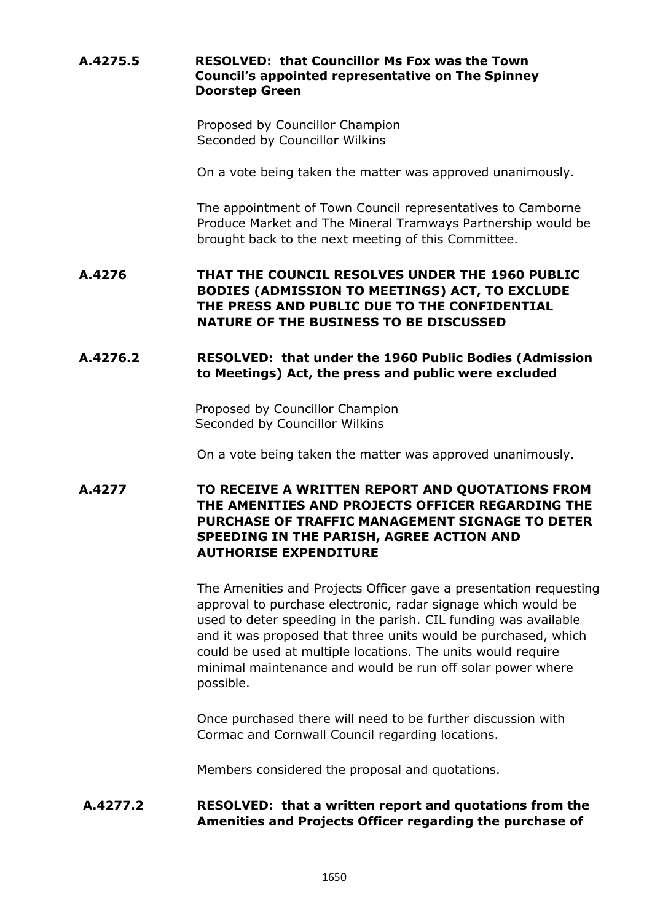**A.4275.5 RESOLVED: that Councillor Ms Fox was the Town Council's appointed representative on The Spinney Doorstep Green**

Proposed by Councillor Champion
Seconded by Councillor Wilkins

On a vote being taken the matter was approved unanimously.

The appointment of Town Council representatives to Camborne Produce Market and The Mineral Tramways Partnership would be brought back to the next meeting of this Committee.

**A.4276 THAT THE COUNCIL RESOLVES UNDER THE 1960 PUBLIC BODIES (ADMISSION TO MEETINGS) ACT, TO EXCLUDE THE PRESS AND PUBLIC DUE TO THE CONFIDENTIAL NATURE OF THE BUSINESS TO BE DISCUSSED**

**A.4276.2 RESOLVED: that under the 1960 Public Bodies (Admission to Meetings) Act, the press and public were excluded**

Proposed by Councillor Champion
Seconded by Councillor Wilkins

On a vote being taken the matter was approved unanimously.

**A.4277 TO RECEIVE A WRITTEN REPORT AND QUOTATIONS FROM THE AMENITIES AND PROJECTS OFFICER REGARDING THE PURCHASE OF TRAFFIC MANAGEMENT SIGNAGE TO DETER SPEEDING IN THE PARISH, AGREE ACTION AND AUTHORISE EXPENDITURE**

The Amenities and Projects Officer gave a presentation requesting approval to purchase electronic, radar signage which would be used to deter speeding in the parish. CIL funding was available and it was proposed that three units would be purchased, which could be used at multiple locations. The units would require minimal maintenance and would be run off solar power where possible.

Once purchased there will need to be further discussion with Cormac and Cornwall Council regarding locations.

Members considered the proposal and quotations.

**A.4277.2 RESOLVED: that a written report and quotations from the Amenities and Projects Officer regarding the purchase of**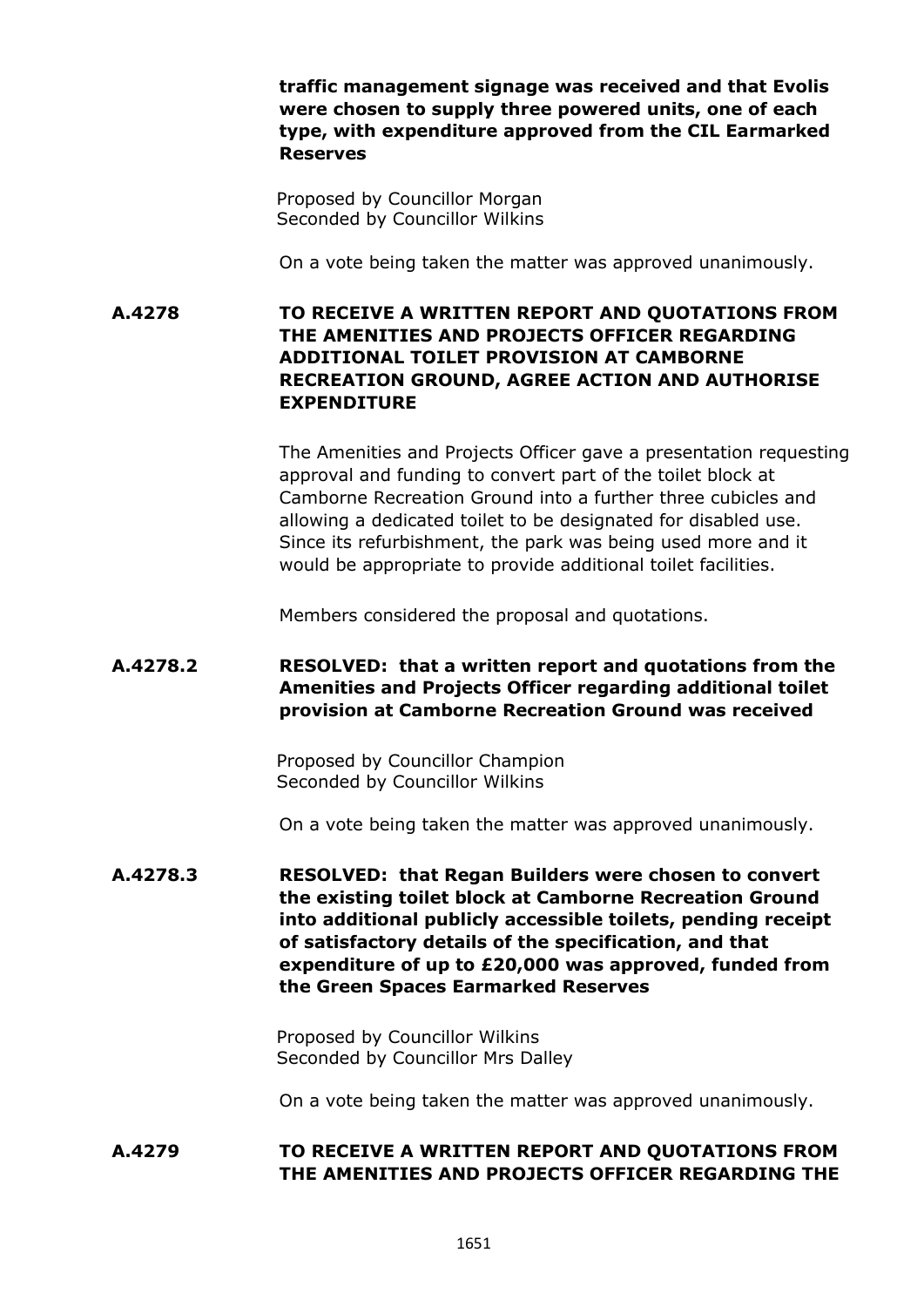**traffic management signage was received and that Evolis were chosen to supply three powered units, one of each type, with expenditure approved from the CIL Earmarked Reserves**

Proposed by Councillor Morgan
Seconded by Councillor Wilkins

On a vote being taken the matter was approved unanimously.

**A.4278 TO RECEIVE A WRITTEN REPORT AND QUOTATIONS FROM THE AMENITIES AND PROJECTS OFFICER REGARDING ADDITIONAL TOILET PROVISION AT CAMBORNE RECREATION GROUND, AGREE ACTION AND AUTHORISE EXPENDITURE**

The Amenities and Projects Officer gave a presentation requesting approval and funding to convert part of the toilet block at Camborne Recreation Ground into a further three cubicles and allowing a dedicated toilet to be designated for disabled use. Since its refurbishment, the park was being used more and it would be appropriate to provide additional toilet facilities.

Members considered the proposal and quotations.

**A.4278.2 RESOLVED: that a written report and quotations from the Amenities and Projects Officer regarding additional toilet provision at Camborne Recreation Ground was received**

Proposed by Councillor Champion
Seconded by Councillor Wilkins

On a vote being taken the matter was approved unanimously.

**A.4278.3 RESOLVED: that Regan Builders were chosen to convert the existing toilet block at Camborne Recreation Ground into additional publicly accessible toilets, pending receipt of satisfactory details of the specification, and that expenditure of up to £20,000 was approved, funded from the Green Spaces Earmarked Reserves**

Proposed by Councillor Wilkins
Seconded by Councillor Mrs Dalley

On a vote being taken the matter was approved unanimously.

**A.4279 TO RECEIVE A WRITTEN REPORT AND QUOTATIONS FROM THE AMENITIES AND PROJECTS OFFICER REGARDING THE**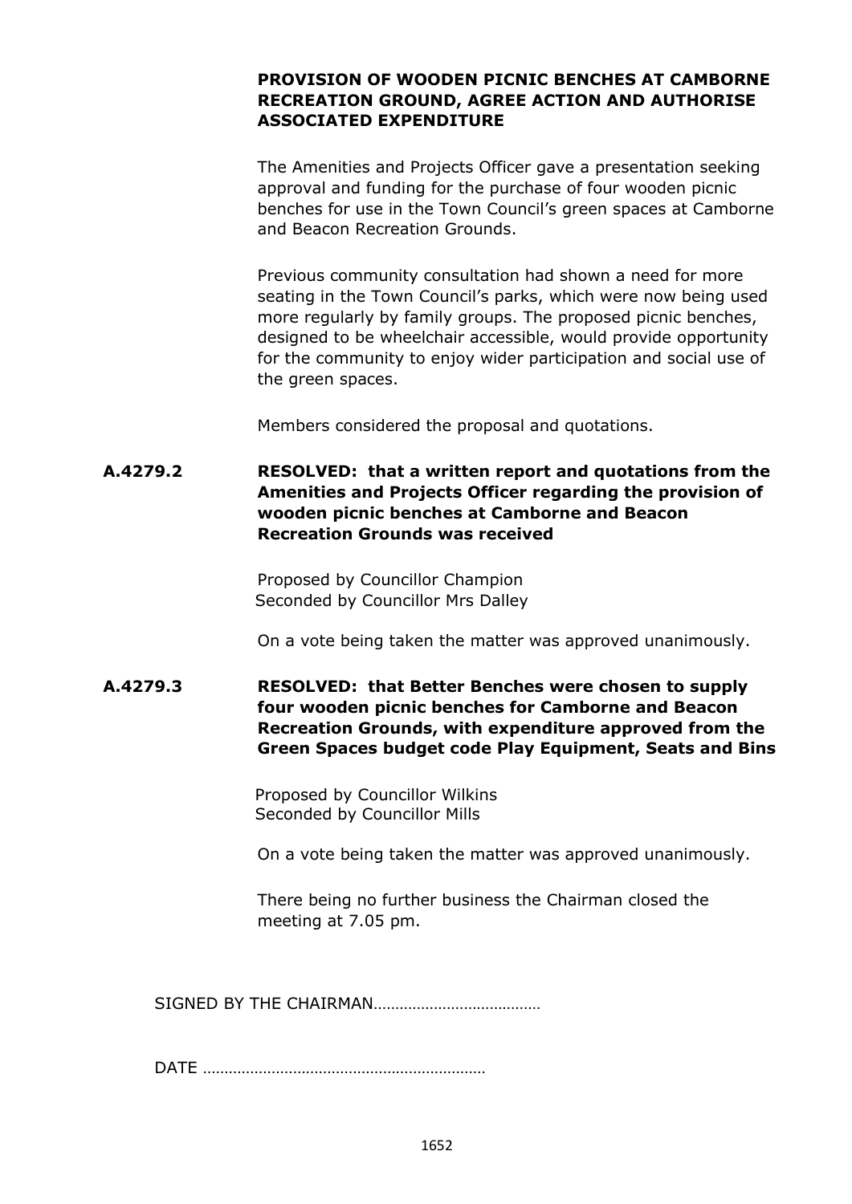**PROVISION OF WOODEN PICNIC BENCHES AT CAMBORNE RECREATION GROUND, AGREE ACTION AND AUTHORISE ASSOCIATED EXPENDITURE**

The Amenities and Projects Officer gave a presentation seeking approval and funding for the purchase of four wooden picnic benches for use in the Town Council's green spaces at Camborne and Beacon Recreation Grounds.

Previous community consultation had shown a need for more seating in the Town Council's parks, which were now being used more regularly by family groups. The proposed picnic benches, designed to be wheelchair accessible, would provide opportunity for the community to enjoy wider participation and social use of the green spaces.

Members considered the proposal and quotations.

**A.4279.2** **RESOLVED: that a written report and quotations from the Amenities and Projects Officer regarding the provision of wooden picnic benches at Camborne and Beacon Recreation Grounds was received**

Proposed by Councillor Champion
Seconded by Councillor Mrs Dalley

On a vote being taken the matter was approved unanimously.

**A.4279.3** **RESOLVED: that Better Benches were chosen to supply four wooden picnic benches for Camborne and Beacon Recreation Grounds, with expenditure approved from the Green Spaces budget code Play Equipment, Seats and Bins**

Proposed by Councillor Wilkins
Seconded by Councillor Mills

On a vote being taken the matter was approved unanimously.

There being no further business the Chairman closed the meeting at 7.05 pm.

SIGNED BY THE CHAIRMAN………………………………

DATE …………………………………………………………